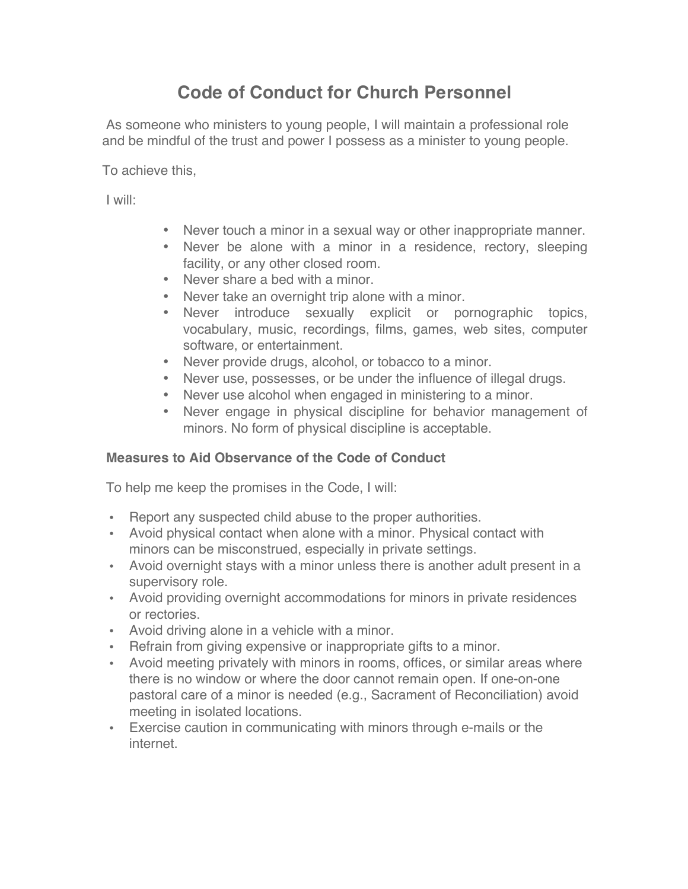# Code of Conduct for Church Personnel

As someone who ministers to young people, I will maintain a professional role and be mindful of the trust and power I possess as a minister to young people.

To achieve this,

I will:

- Never touch a minor in a sexual way or other inappropriate manner.
- Never be alone with a minor in a residence, rectory, sleeping facility, or any other closed room.
- Never share a bed with a minor.
- Never take an overnight trip alone with a minor.
- Never introduce sexually explicit or pornographic topics, vocabulary, music, recordings, films, games, web sites, computer software, or entertainment.
- Never provide drugs, alcohol, or tobacco to a minor.
- Never use, possesses, or be under the influence of illegal drugs.
- Never use alcohol when engaged in ministering to a minor.
- Never engage in physical discipline for behavior management of minors. No form of physical discipline is acceptable.

### Measures to Aid Observance of the Code of Conduct

To help me keep the promises in the Code, I will:

- Report any suspected child abuse to the proper authorities.
- Avoid physical contact when alone with a minor. Physical contact with minors can be misconstrued, especially in private settings.
- Avoid overnight stays with a minor unless there is another adult present in a supervisory role.
- Avoid providing overnight accommodations for minors in private residences or rectories.
- Avoid driving alone in a vehicle with a minor.
- Refrain from giving expensive or inappropriate gifts to a minor.
- Avoid meeting privately with minors in rooms, offices, or similar areas where there is no window or where the door cannot remain open. If one-on-one pastoral care of a minor is needed (e.g., Sacrament of Reconciliation) avoid meeting in isolated locations.
- Exercise caution in communicating with minors through e-mails or the internet.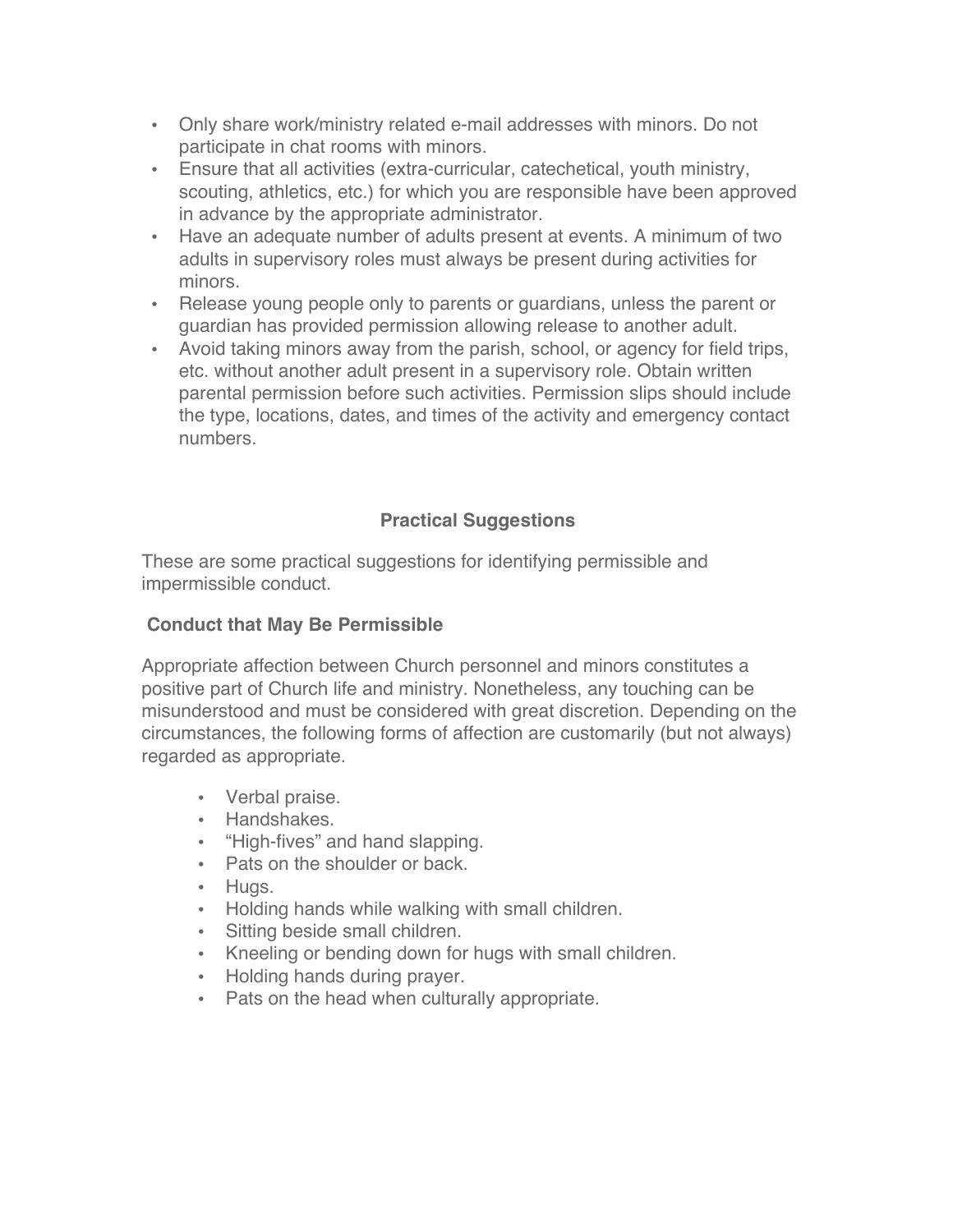- Only share work/ministry related e-mail addresses with minors. Do not participate in chat rooms with minors.
- Ensure that all activities (extra-curricular, catechetical, youth ministry, scouting, athletics, etc.) for which you are responsible have been approved in advance by the appropriate administrator.
- Have an adequate number of adults present at events. A minimum of two adults in supervisory roles must always be present during activities for minors.
- Release young people only to parents or guardians, unless the parent or guardian has provided permission allowing release to another adult.
- Avoid taking minors away from the parish, school, or agency for field trips, etc. without another adult present in a supervisory role. Obtain written parental permission before such activities. Permission slips should include the type, locations, dates, and times of the activity and emergency contact numbers.

## Practical Suggestions

These are some practical suggestions for identifying permissible and impermissible conduct.

### Conduct that May Be Permissible

Appropriate affection between Church personnel and minors constitutes a positive part of Church life and ministry. Nonetheless, any touching can be misunderstood and must be considered with great discretion. Depending on the circumstances, the following forms of affection are customarily (but not always) regarded as appropriate.

- Verbal praise.
- Handshakes.
- "High-fives" and hand slapping.
- Pats on the shoulder or back.
- Hugs.
- Holding hands while walking with small children.
- Sitting beside small children.
- Kneeling or bending down for hugs with small children.
- Holding hands during prayer.
- Pats on the head when culturally appropriate.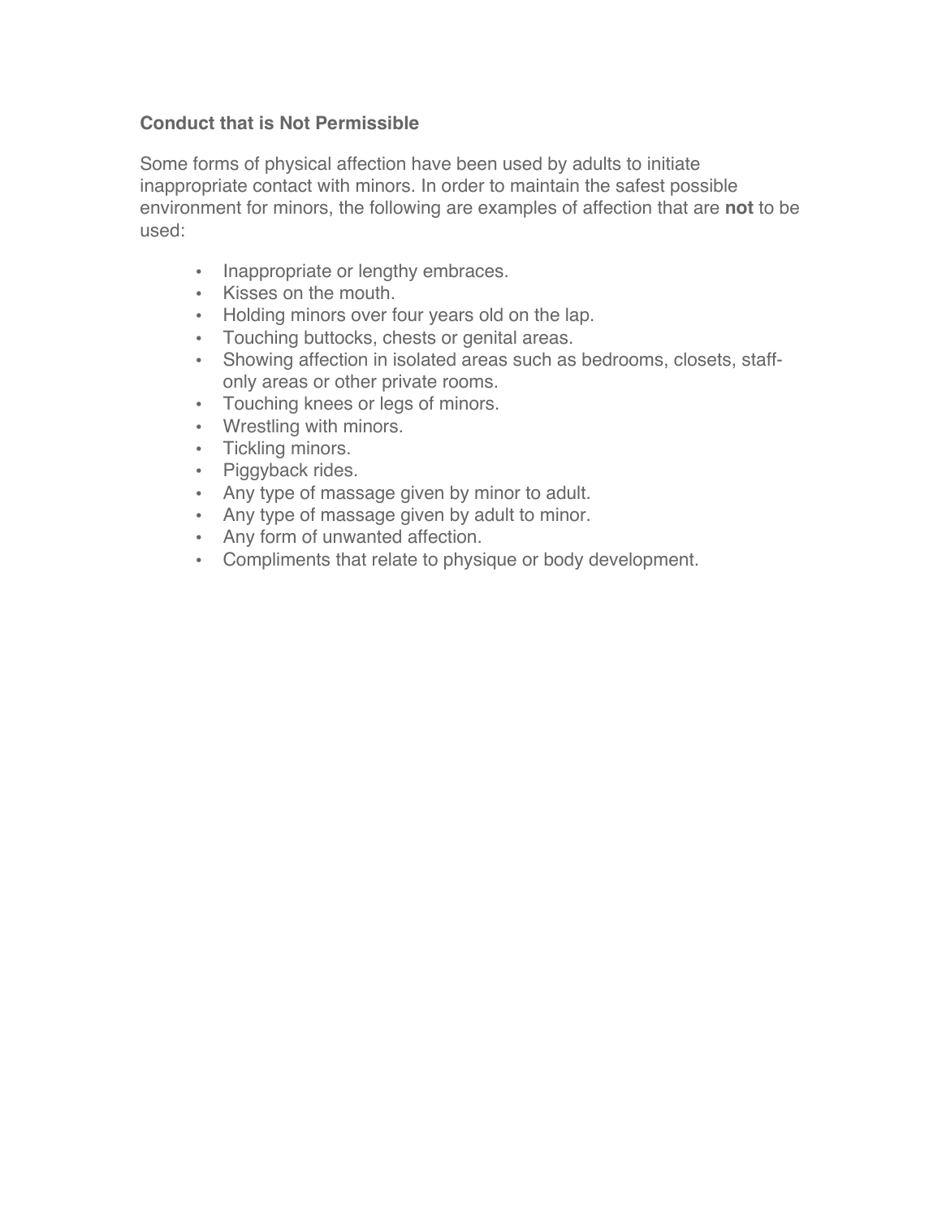**Conduct that is Not Permissible**

Some forms of physical affection have been used by adults to initiate inappropriate contact with minors. In order to maintain the safest possible environment for minors, the following are examples of affection that are **not** to be used:

- Inappropriate or lengthy embraces.
- Kisses on the mouth.
- Holding minors over four years old on the lap.
- Touching buttocks, chests or genital areas.
- Showing affection in isolated areas such as bedrooms, closets, staff-only areas or other private rooms.
- Touching knees or legs of minors.
- Wrestling with minors.
- Tickling minors.
- Piggyback rides.
- Any type of massage given by minor to adult.
- Any type of massage given by adult to minor.
- Any form of unwanted affection.
- Compliments that relate to physique or body development.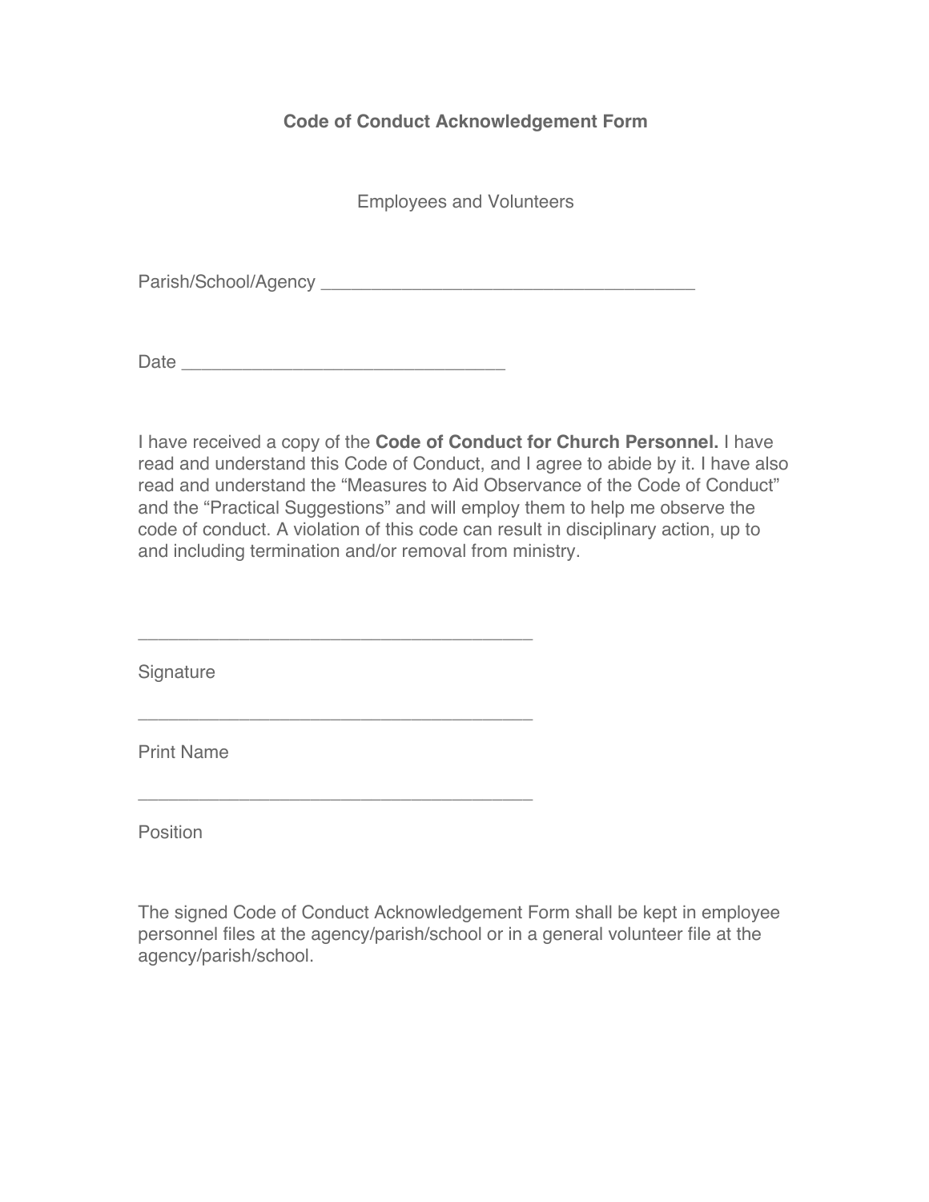# Code of Conduct Acknowledgement Form

Employees and Volunteers

Parish/School/Agency ______________________________________

Date ________________________________

I have received a copy of the **Code of Conduct for Church Personnel.** I have read and understand this Code of Conduct, and I agree to abide by it. I have also read and understand the "Measures to Aid Observance of the Code of Conduct" and the "Practical Suggestions" and will employ them to help me observe the code of conduct. A violation of this code can result in disciplinary action, up to and including termination and/or removal from ministry.

_______________________________________

Signature

_______________________________________

Print Name

_______________________________________

Position

The signed Code of Conduct Acknowledgement Form shall be kept in employee personnel files at the agency/parish/school or in a general volunteer file at the agency/parish/school.